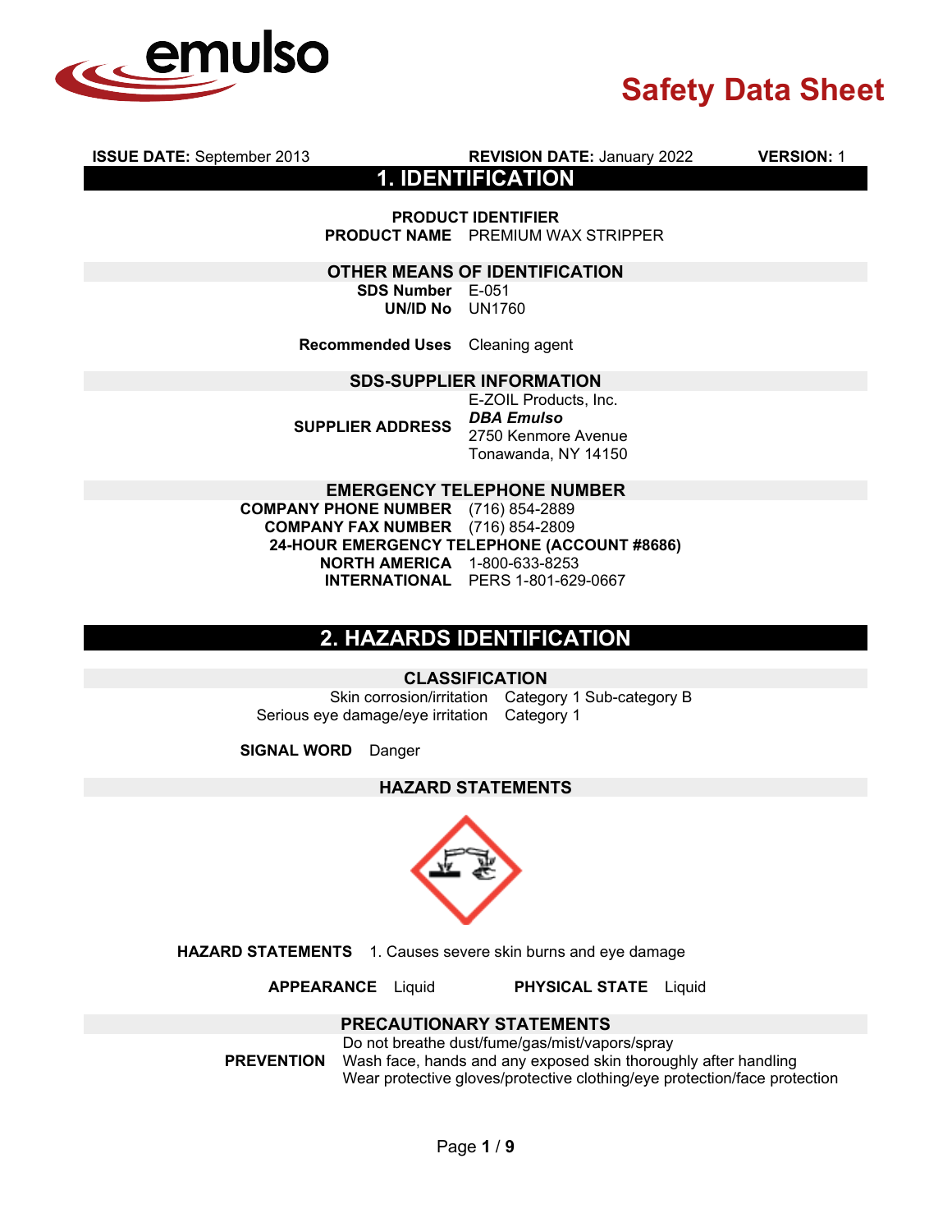# Safety Data Sheet

**ISSUE DATE:** September 2013 **REVISION DATE:** January 2022 **VERSION:** 1

## 1. IDENTIFICATION

### PRODUCT IDENTIFIER

**PRODUCT NAME** PREMIUM WAX STRIPPER

### OTHER MEANS OF IDENTIFICATION

**SDS Number** E-051
**UN/ID No** UN1760

**Recommended Uses** Cleaning agent

### SDS-SUPPLIER INFORMATION

**SUPPLIER ADDRESS**
E-ZOIL Products, Inc.
***DBA Emulso***
2750 Kenmore Avenue
Tonawanda, NY 14150

### EMERGENCY TELEPHONE NUMBER

**COMPANY PHONE NUMBER** (716) 854-2889
**COMPANY FAX NUMBER** (716) 854-2809
**24-HOUR EMERGENCY TELEPHONE (ACCOUNT #8686)**
**NORTH AMERICA** 1-800-633-8253
**INTERNATIONAL** PERS 1-801-629-0667

## 2. HAZARDS IDENTIFICATION

### CLASSIFICATION

| | |
|---|---|
| Skin corrosion/irritation | Category 1 Sub-category B |
| Serious eye damage/eye irritation | Category 1 |

**SIGNAL WORD** Danger

### HAZARD STATEMENTS

**HAZARD STATEMENTS** 1. Causes severe skin burns and eye damage

**APPEARANCE** Liquid **PHYSICAL STATE** Liquid

### PRECAUTIONARY STATEMENTS

**PREVENTION**
Do not breathe dust/fume/gas/mist/vapors/spray
Wash face, hands and any exposed skin thoroughly after handling
Wear protective gloves/protective clothing/eye protection/face protection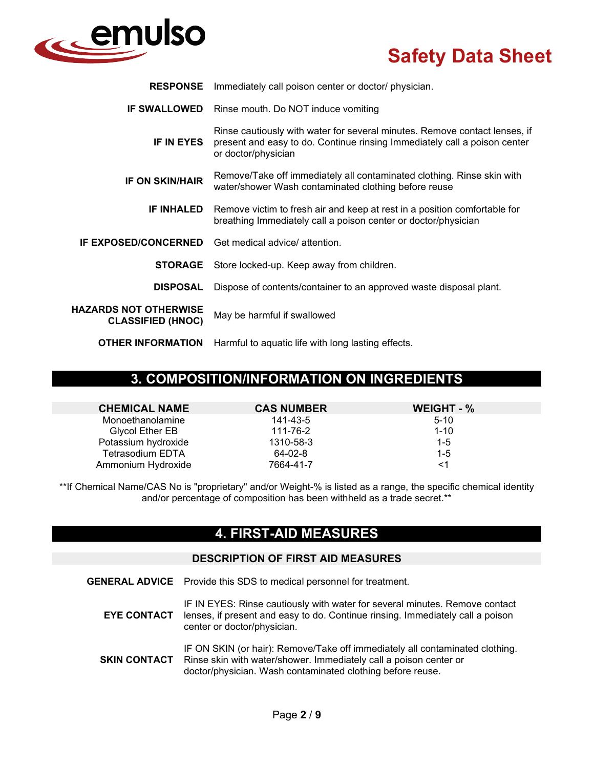**RESPONSE** Immediately call poison center or doctor/ physician.

**IF SWALLOWED** Rinse mouth. Do NOT induce vomiting

**IF IN EYES** Rinse cautiously with water for several minutes. Remove contact lenses, if present and easy to do. Continue rinsing Immediately call a poison center or doctor/physician

**IF ON SKIN/HAIR** Remove/Take off immediately all contaminated clothing. Rinse skin with water/shower Wash contaminated clothing before reuse

**IF INHALED** Remove victim to fresh air and keep at rest in a position comfortable for breathing Immediately call a poison center or doctor/physician

**IF EXPOSED/CONCERNED** Get medical advice/ attention.

**STORAGE** Store locked-up. Keep away from children.

**DISPOSAL** Dispose of contents/container to an approved waste disposal plant.

**HAZARDS NOT OTHERWISE CLASSIFIED (HNOC)** May be harmful if swallowed

**OTHER INFORMATION** Harmful to aquatic life with long lasting effects.

## 3. COMPOSITION/INFORMATION ON INGREDIENTS

| CHEMICAL NAME | CAS NUMBER | WEIGHT - % |
|---|---|---|
| Monoethanolamine | 141-43-5 | 5-10 |
| Glycol Ether EB | 111-76-2 | 1-10 |
| Potassium hydroxide | 1310-58-3 | 1-5 |
| Tetrasodium EDTA | 64-02-8 | 1-5 |
| Ammonium Hydroxide | 7664-41-7 | <1 |

**If Chemical Name/CAS No is "proprietary" and/or Weight-% is listed as a range, the specific chemical identity and/or percentage of composition has been withheld as a trade secret.**

## 4. FIRST-AID MEASURES

### DESCRIPTION OF FIRST AID MEASURES

**GENERAL ADVICE** Provide this SDS to medical personnel for treatment.

**EYE CONTACT** IF IN EYES: Rinse cautiously with water for several minutes. Remove contact lenses, if present and easy to do. Continue rinsing. Immediately call a poison center or doctor/physician.

**SKIN CONTACT** IF ON SKIN (or hair): Remove/Take off immediately all contaminated clothing. Rinse skin with water/shower. Immediately call a poison center or doctor/physician. Wash contaminated clothing before reuse.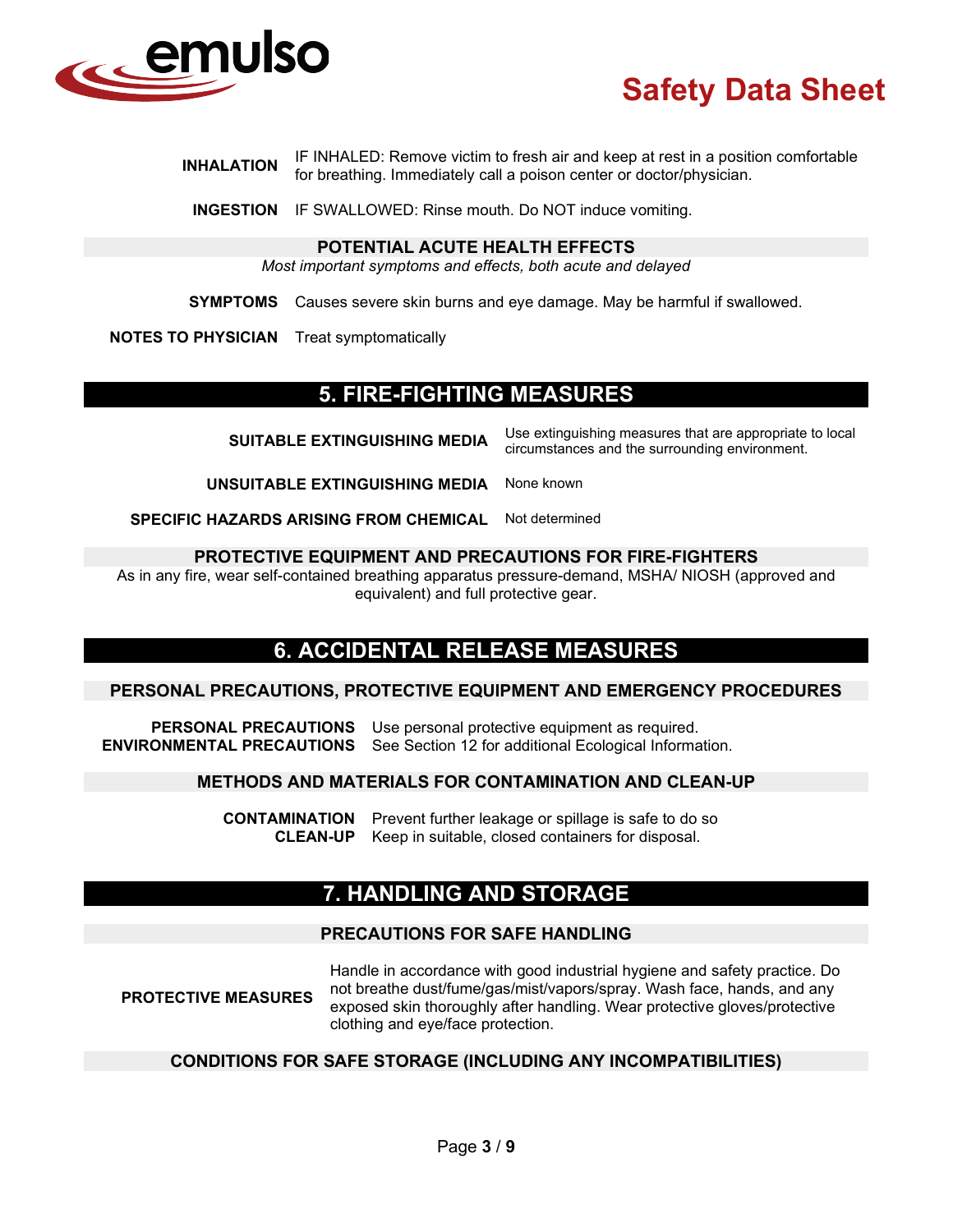**INHALATION** IF INHALED: Remove victim to fresh air and keep at rest in a position comfortable for breathing. Immediately call a poison center or doctor/physician.

**INGESTION** IF SWALLOWED: Rinse mouth. Do NOT induce vomiting.

### POTENTIAL ACUTE HEALTH EFFECTS

*Most important symptoms and effects, both acute and delayed*

**SYMPTOMS** Causes severe skin burns and eye damage. May be harmful if swallowed.

**NOTES TO PHYSICIAN** Treat symptomatically

## 5. FIRE-FIGHTING MEASURES

**SUITABLE EXTINGUISHING MEDIA** Use extinguishing measures that are appropriate to local circumstances and the surrounding environment.

**UNSUITABLE EXTINGUISHING MEDIA** None known

**SPECIFIC HAZARDS ARISING FROM CHEMICAL** Not determined

### PROTECTIVE EQUIPMENT AND PRECAUTIONS FOR FIRE-FIGHTERS

As in any fire, wear self-contained breathing apparatus pressure-demand, MSHA/ NIOSH (approved and equivalent) and full protective gear.

## 6. ACCIDENTAL RELEASE MEASURES

### PERSONAL PRECAUTIONS, PROTECTIVE EQUIPMENT AND EMERGENCY PROCEDURES

**PERSONAL PRECAUTIONS** Use personal protective equipment as required.
**ENVIRONMENTAL PRECAUTIONS** See Section 12 for additional Ecological Information.

### METHODS AND MATERIALS FOR CONTAMINATION AND CLEAN-UP

**CONTAMINATION** Prevent further leakage or spillage is safe to do so
**CLEAN-UP** Keep in suitable, closed containers for disposal.

## 7. HANDLING AND STORAGE

### PRECAUTIONS FOR SAFE HANDLING

**PROTECTIVE MEASURES** Handle in accordance with good industrial hygiene and safety practice. Do not breathe dust/fume/gas/mist/vapors/spray. Wash face, hands, and any exposed skin thoroughly after handling. Wear protective gloves/protective clothing and eye/face protection.

### CONDITIONS FOR SAFE STORAGE (INCLUDING ANY INCOMPATIBILITIES)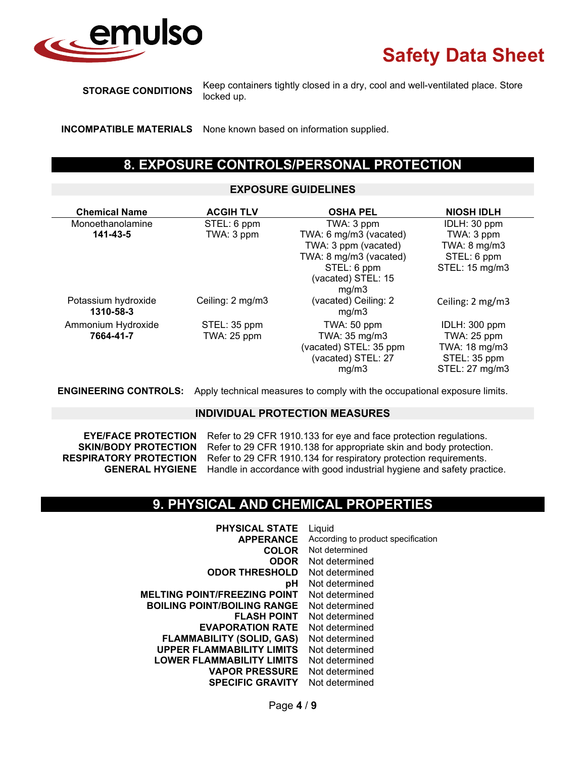**STORAGE CONDITIONS** Keep containers tightly closed in a dry, cool and well-ventilated place. Store locked up.

**INCOMPATIBLE MATERIALS** None known based on information supplied.

## 8. EXPOSURE CONTROLS/PERSONAL PROTECTION

### EXPOSURE GUIDELINES

| Chemical Name | ACGIH TLV | OSHA PEL | NIOSH IDLH |
|---|---|---|---|
| Monoethanolamine **141-43-5** | STEL: 6 ppm TWA: 3 ppm | TWA: 3 ppm TWA: 6 mg/m3 (vacated) TWA: 3 ppm (vacated) TWA: 8 mg/m3 (vacated) STEL: 6 ppm (vacated) STEL: 15 mg/m3 | IDLH: 30 ppm TWA: 3 ppm TWA: 8 mg/m3 STEL: 6 ppm STEL: 15 mg/m3 |
| Potassium hydroxide **1310-58-3** | Ceiling: 2 mg/m3 | (vacated) Ceiling: 2 mg/m3 | Ceiling: 2 mg/m3 |
| Ammonium Hydroxide **7664-41-7** | STEL: 35 ppm TWA: 25 ppm | TWA: 50 ppm TWA: 35 mg/m3 (vacated) STEL: 35 ppm (vacated) STEL: 27 mg/m3 | IDLH: 300 ppm TWA: 25 ppm TWA: 18 mg/m3 STEL: 35 ppm STEL: 27 mg/m3 |

**ENGINEERING CONTROLS:** Apply technical measures to comply with the occupational exposure limits.

### INDIVIDUAL PROTECTION MEASURES

**EYE/FACE PROTECTION** Refer to 29 CFR 1910.133 for eye and face protection regulations.
**SKIN/BODY PROTECTION** Refer to 29 CFR 1910.138 for appropriate skin and body protection.
**RESPIRATORY PROTECTION** Refer to 29 CFR 1910.134 for respiratory protection requirements.
**GENERAL HYGIENE** Handle in accordance with good industrial hygiene and safety practice.

## 9. PHYSICAL AND CHEMICAL PROPERTIES

**PHYSICAL STATE** Liquid
**APPERANCE** According to product specification
**COLOR** Not determined
**ODOR** Not determined
**ODOR THRESHOLD** Not determined
**pH** Not determined
**MELTING POINT/FREEZING POINT** Not determined
**BOILING POINT/BOILING RANGE** Not determined
**FLASH POINT** Not determined
**EVAPORATION RATE** Not determined
**FLAMMABILITY (SOLID, GAS)** Not determined
**UPPER FLAMMABILITY LIMITS** Not determined
**LOWER FLAMMABILITY LIMITS** Not determined
**VAPOR PRESSURE** Not determined
**SPECIFIC GRAVITY** Not determined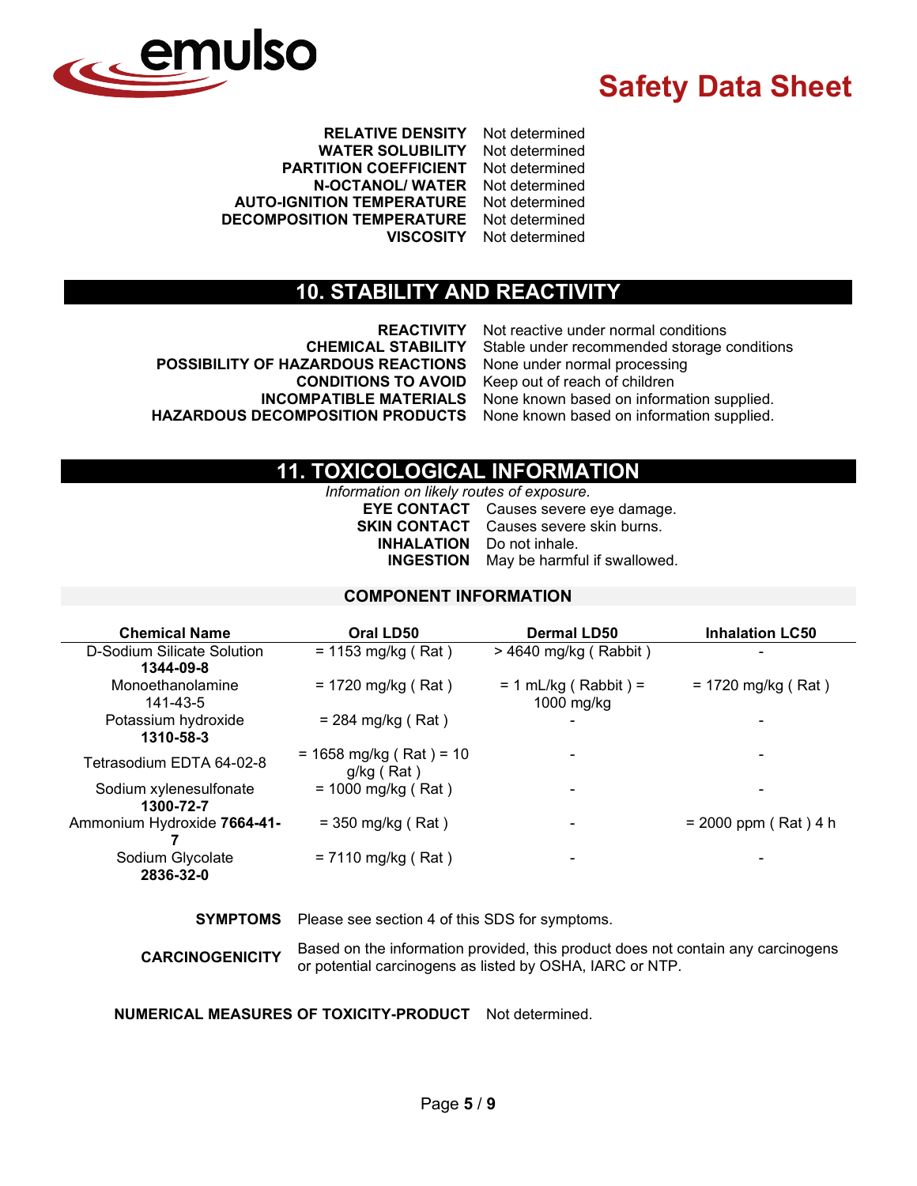| | |
|---|---|
| **RELATIVE DENSITY** | Not determined |
| **WATER SOLUBILITY** | Not determined |
| **PARTITION COEFFICIENT** | Not determined |
| **N-OCTANOL/ WATER** | Not determined |
| **AUTO-IGNITION TEMPERATURE** | Not determined |
| **DECOMPOSITION TEMPERATURE** | Not determined |
| **VISCOSITY** | Not determined |

## 10. STABILITY AND REACTIVITY

| | |
|---|---|
| **REACTIVITY** | Not reactive under normal conditions |
| **CHEMICAL STABILITY** | Stable under recommended storage conditions |
| **POSSIBILITY OF HAZARDOUS REACTIONS** | None under normal processing |
| **CONDITIONS TO AVOID** | Keep out of reach of children |
| **INCOMPATIBLE MATERIALS** | None known based on information supplied. |
| **HAZARDOUS DECOMPOSITION PRODUCTS** | None known based on information supplied. |

## 11. TOXICOLOGICAL INFORMATION

*Information on likely routes of exposure.*

| | |
|---|---|
| **EYE CONTACT** | Causes severe eye damage. |
| **SKIN CONTACT** | Causes severe skin burns. |
| **INHALATION** | Do not inhale. |
| **INGESTION** | May be harmful if swallowed. |

### COMPONENT INFORMATION

| Chemical Name | Oral LD50 | Dermal LD50 | Inhalation LC50 |
|---|---|---|---|
| D-Sodium Silicate Solution **1344-09-8** | = 1153 mg/kg ( Rat ) | > 4640 mg/kg ( Rabbit ) | - |
| Monoethanolamine 141-43-5 | = 1720 mg/kg ( Rat ) | = 1 mL/kg ( Rabbit ) = 1000 mg/kg | = 1720 mg/kg ( Rat ) |
| Potassium hydroxide **1310-58-3** | = 284 mg/kg ( Rat ) | - | - |
| Tetrasodium EDTA 64-02-8 | = 1658 mg/kg ( Rat ) = 10 g/kg ( Rat ) | - | - |
| Sodium xylenesulfonate **1300-72-7** | = 1000 mg/kg ( Rat ) | - | - |
| Ammonium Hydroxide **7664-41-7** | = 350 mg/kg ( Rat ) | - | = 2000 ppm ( Rat ) 4 h |
| Sodium Glycolate **2836-32-0** | = 7110 mg/kg ( Rat ) | - | - |

**SYMPTOMS** Please see section 4 of this SDS for symptoms.

**CARCINOGENICITY** Based on the information provided, this product does not contain any carcinogens or potential carcinogens as listed by OSHA, IARC or NTP.

**NUMERICAL MEASURES OF TOXICITY-PRODUCT** Not determined.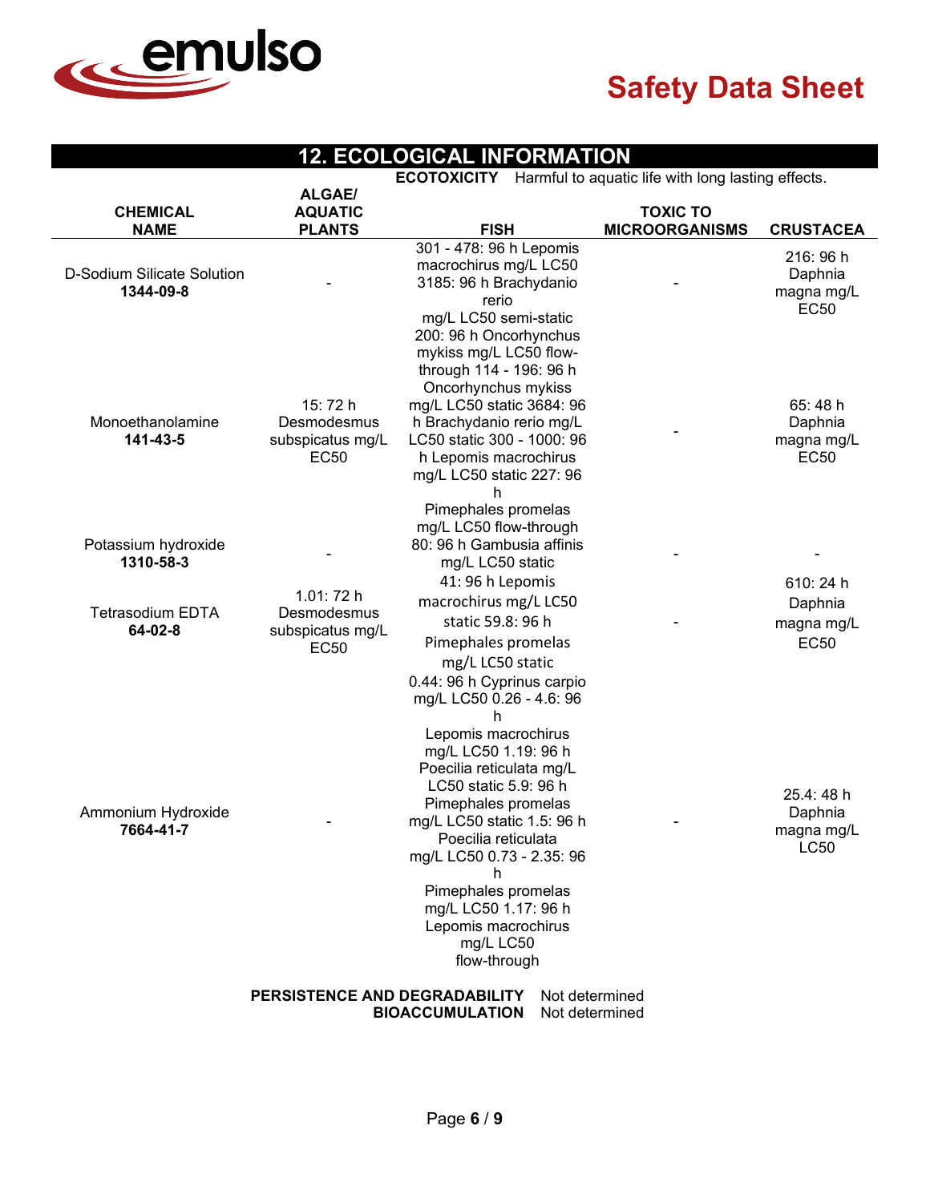## 12. ECOLOGICAL INFORMATION

**ECOTOXICITY** Harmful to aquatic life with long lasting effects.

| CHEMICAL NAME | ALGAE/ AQUATIC PLANTS | FISH | TOXIC TO MICROORGANISMS | CRUSTACEA |
|---|---|---|---|---|
| D-Sodium Silicate Solution **1344-09-8** | - | 301 - 478: 96 h Lepomis macrochirus mg/L LC50 3185: 96 h Brachydanio rerio mg/L LC50 semi-static | - | 216: 96 h Daphnia magna mg/L EC50 |
| Monoethanolamine **141-43-5** | 15: 72 h Desmodesmus subspicatus mg/L EC50 | 200: 96 h Oncorhynchus mykiss mg/L LC50 flow-through 114 - 196: 96 h Oncorhynchus mykiss mg/L LC50 static 3684: 96 h Brachydanio rerio mg/L LC50 static 300 - 1000: 96 h Lepomis macrochirus mg/L LC50 static 227: 96 h Pimephales promelas mg/L LC50 flow-through | - | 65: 48 h Daphnia magna mg/L EC50 |
| Potassium hydroxide **1310-58-3** | - | 80: 96 h Gambusia affinis mg/L LC50 static | - | - |
| Tetrasodium EDTA **64-02-8** | 1.01: 72 h Desmodesmus subspicatus mg/L EC50 | 41: 96 h Lepomis macrochirus mg/L LC50 static 59.8: 96 h Pimephales promelas mg/L LC50 static | - | 610: 24 h Daphnia magna mg/L EC50 |
| Ammonium Hydroxide **7664-41-7** | - | 0.44: 96 h Cyprinus carpio mg/L LC50 0.26 - 4.6: 96 h Lepomis macrochirus mg/L LC50 1.19: 96 h Poecilia reticulata mg/L LC50 static 5.9: 96 h Pimephales promelas mg/L LC50 static 1.5: 96 h Poecilia reticulata mg/L LC50 0.73 - 2.35: 96 h Pimephales promelas mg/L LC50 1.17: 96 h Lepomis macrochirus mg/L LC50 flow-through | - | 25.4: 48 h Daphnia magna mg/L LC50 |

**PERSISTENCE AND DEGRADABILITY** Not determined

**BIOACCUMULATION** Not determined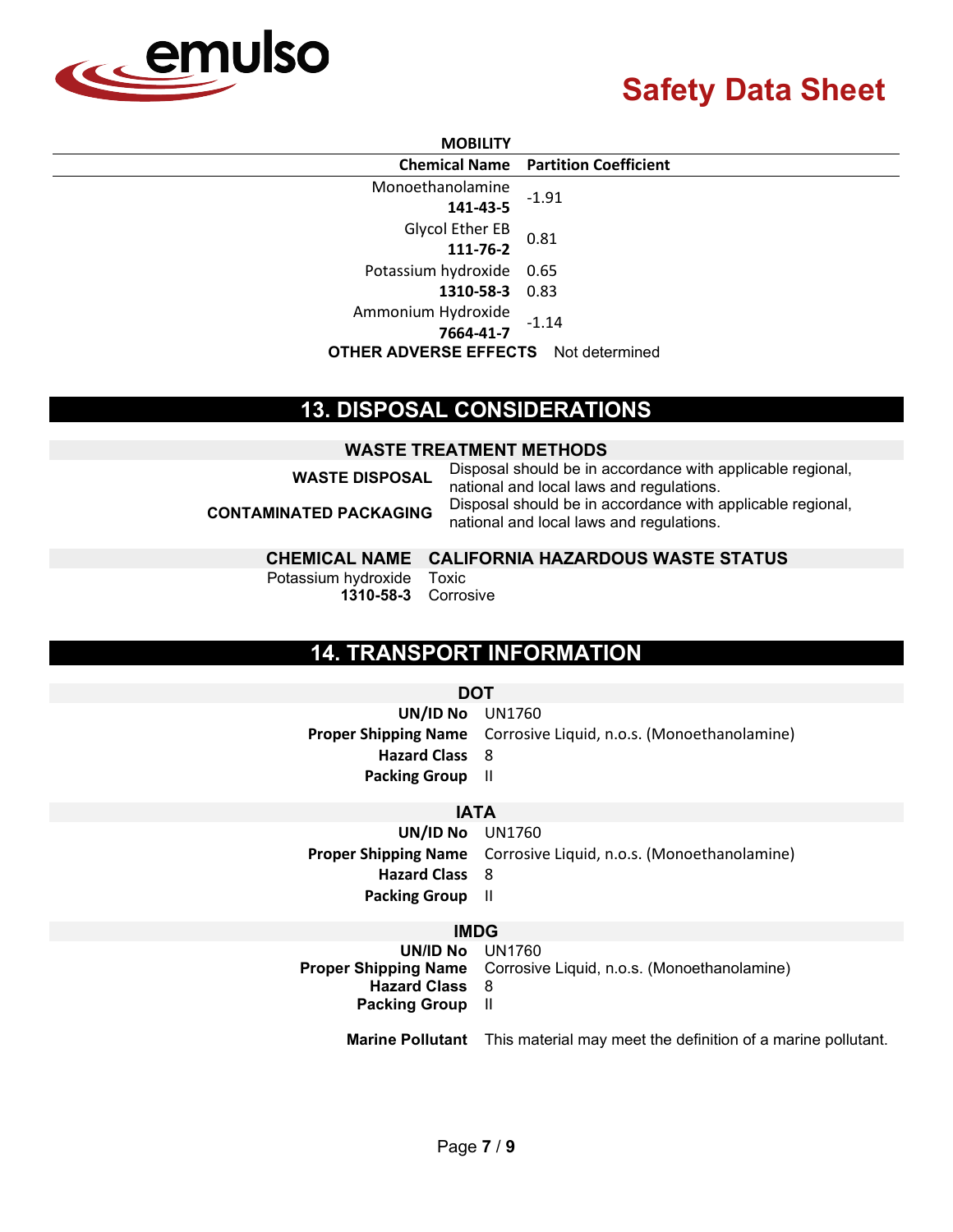**MOBILITY**

| Chemical Name | Partition Coefficient |
|---|---|
| Monoethanolamine **141-43-5** | -1.91 |
| Glycol Ether EB **111-76-2** | 0.81 |
| Potassium hydroxide **1310-58-3** | 0.65 0.83 |
| Ammonium Hydroxide **7664-41-7** | -1.14 |

**OTHER ADVERSE EFFECTS** Not determined

## 13. DISPOSAL CONSIDERATIONS

### WASTE TREATMENT METHODS

**WASTE DISPOSAL** Disposal should be in accordance with applicable regional, national and local laws and regulations.

**CONTAMINATED PACKAGING** Disposal should be in accordance with applicable regional, national and local laws and regulations.

| CHEMICAL NAME | CALIFORNIA HAZARDOUS WASTE STATUS |
|---|---|
| Potassium hydroxide **1310-58-3** | Toxic Corrosive |

## 14. TRANSPORT INFORMATION

### DOT

**UN/ID No** UN1760
**Proper Shipping Name** Corrosive Liquid, n.o.s. (Monoethanolamine)
**Hazard Class** 8
**Packing Group** II

### IATA

**UN/ID No** UN1760
**Proper Shipping Name** Corrosive Liquid, n.o.s. (Monoethanolamine)
**Hazard Class** 8
**Packing Group** II

### IMDG

**UN/ID No** UN1760
**Proper Shipping Name** Corrosive Liquid, n.o.s. (Monoethanolamine)
**Hazard Class** 8
**Packing Group** II

**Marine Pollutant** This material may meet the definition of a marine pollutant.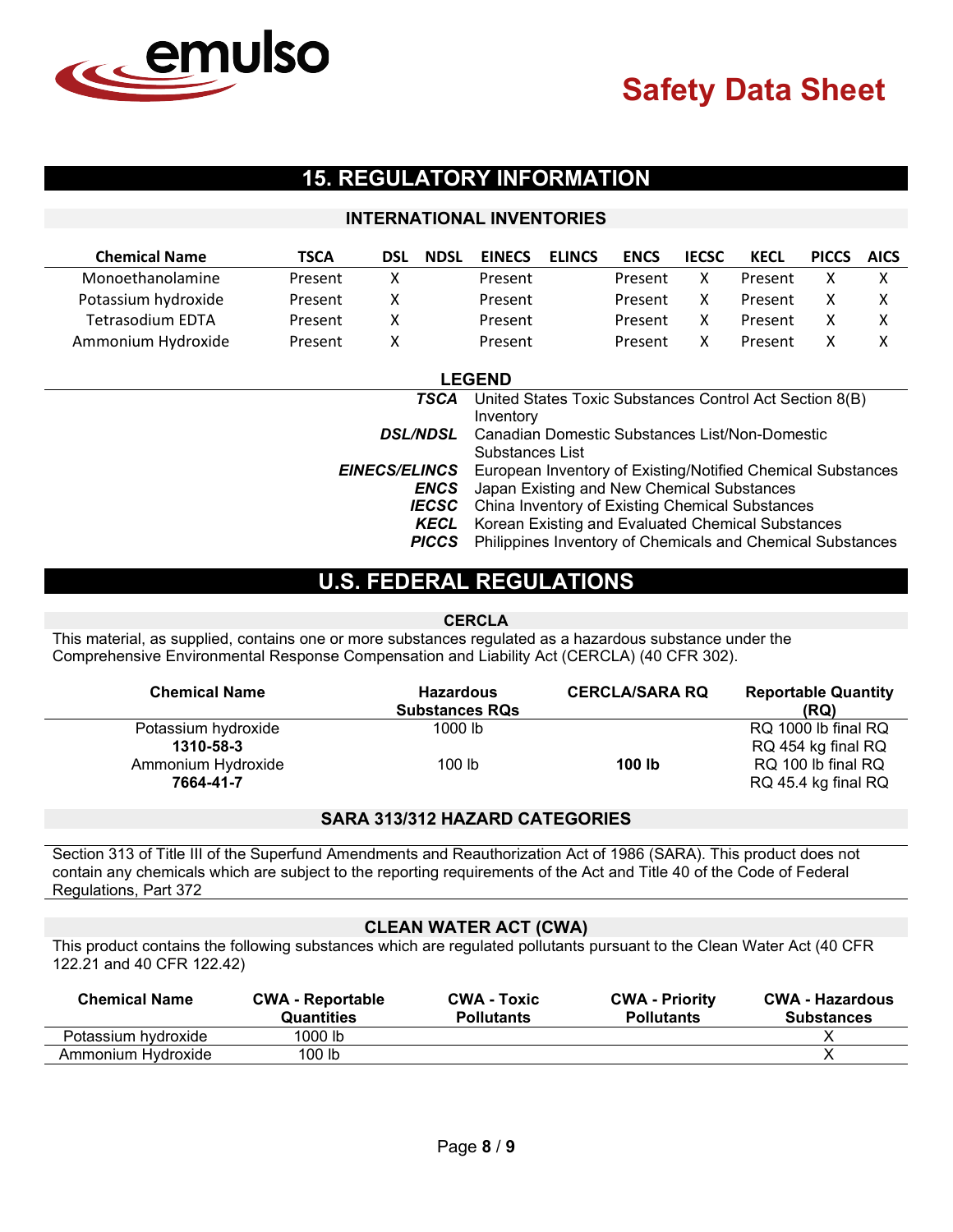## 15. REGULATORY INFORMATION

### INTERNATIONAL INVENTORIES

| Chemical Name | TSCA | DSL | NDSL | EINECS | ELINCS | ENCS | IECSC | KECL | PICCS | AICS |
|---|---|---|---|---|---|---|---|---|---|---|
| Monoethanolamine | Present | X | | Present | | Present | X | Present | X | X |
| Potassium hydroxide | Present | X | | Present | | Present | X | Present | X | X |
| Tetrasodium EDTA | Present | X | | Present | | Present | X | Present | X | X |
| Ammonium Hydroxide | Present | X | | Present | | Present | X | Present | X | X |

**LEGEND**

| | |
|---|---|
| ***TSCA*** | United States Toxic Substances Control Act Section 8(B) Inventory |
| ***DSL/NDSL*** | Canadian Domestic Substances List/Non-Domestic Substances List |
| ***EINECS/ELINCS*** | European Inventory of Existing/Notified Chemical Substances |
| ***ENCS*** | Japan Existing and New Chemical Substances |
| ***IECSC*** | China Inventory of Existing Chemical Substances |
| ***KECL*** | Korean Existing and Evaluated Chemical Substances |
| ***PICCS*** | Philippines Inventory of Chemicals and Chemical Substances |

## U.S. FEDERAL REGULATIONS

### CERCLA

This material, as supplied, contains one or more substances regulated as a hazardous substance under the Comprehensive Environmental Response Compensation and Liability Act (CERCLA) (40 CFR 302).

| Chemical Name | Hazardous Substances RQs | CERCLA/SARA RQ | Reportable Quantity (RQ) |
|---|---|---|---|
| Potassium hydroxide<br>**1310-58-3** | 1000 lb | | RQ 1000 lb final RQ<br>RQ 454 kg final RQ |
| Ammonium Hydroxide<br>**7664-41-7** | 100 lb | **100 lb** | RQ 100 lb final RQ<br>RQ 45.4 kg final RQ |

### SARA 313/312 HAZARD CATEGORIES

Section 313 of Title III of the Superfund Amendments and Reauthorization Act of 1986 (SARA). This product does not contain any chemicals which are subject to the reporting requirements of the Act and Title 40 of the Code of Federal Regulations, Part 372

### CLEAN WATER ACT (CWA)

This product contains the following substances which are regulated pollutants pursuant to the Clean Water Act (40 CFR 122.21 and 40 CFR 122.42)

| Chemical Name | CWA - Reportable Quantities | CWA - Toxic Pollutants | CWA - Priority Pollutants | CWA - Hazardous Substances |
|---|---|---|---|---|
| Potassium hydroxide | 1000 lb | | | X |
| Ammonium Hydroxide | 100 lb | | | X |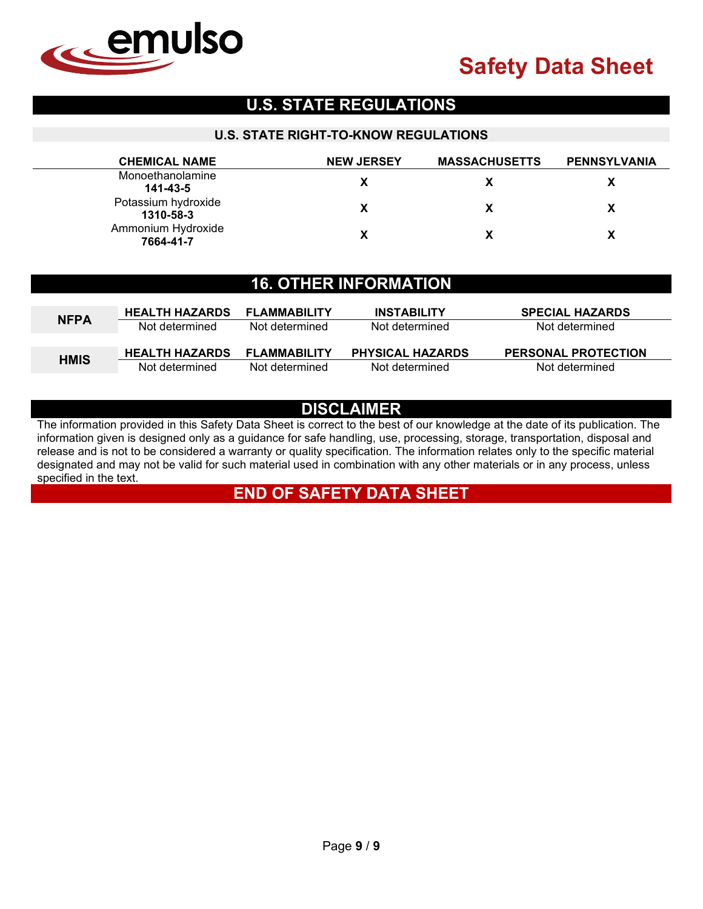## U.S. STATE REGULATIONS

### U.S. STATE RIGHT-TO-KNOW REGULATIONS

| CHEMICAL NAME | NEW JERSEY | MASSACHUSETTS | PENNSYLVANIA |
|---|---|---|---|
| Monoethanolamine **141-43-5** | X | X | X |
| Potassium hydroxide **1310-58-3** | X | X | X |
| Ammonium Hydroxide **7664-41-7** | X | X | X |

## 16. OTHER INFORMATION

| NFPA | HEALTH HAZARDS | FLAMMABILITY | INSTABILITY | SPECIAL HAZARDS |
|---|---|---|---|---|
| | Not determined | Not determined | Not determined | Not determined |

| HMIS | HEALTH HAZARDS | FLAMMABILITY | PHYSICAL HAZARDS | PERSONAL PROTECTION |
|---|---|---|---|---|
| | Not determined | Not determined | Not determined | Not determined |

## DISCLAIMER

The information provided in this Safety Data Sheet is correct to the best of our knowledge at the date of its publication. The information given is designed only as a guidance for safe handling, use, processing, storage, transportation, disposal and release and is not to be considered a warranty or quality specification. The information relates only to the specific material designated and may not be valid for such material used in combination with any other materials or in any process, unless specified in the text.

## END OF SAFETY DATA SHEET